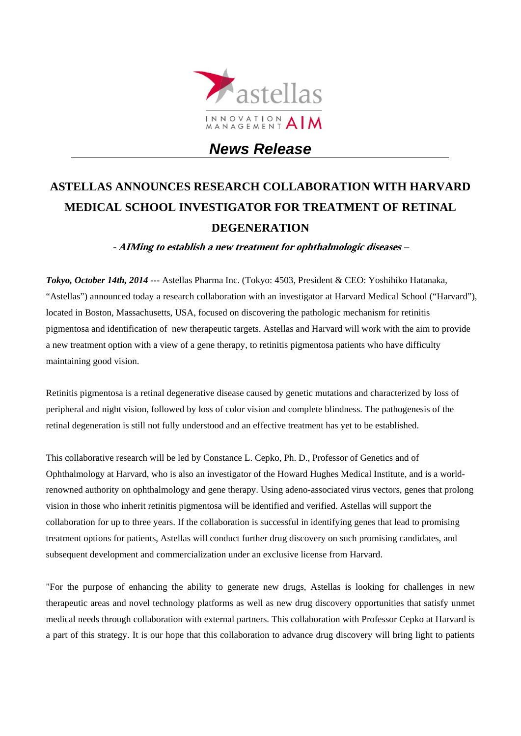# News Release

## ASTELLAS ANNOUNCES RESEARCH COLLABORATION WITH HARVARD MEDICAL SCHOOL INVESTIGATOR FOR TREATMENT OF RETINAL DEGENERATION

***- AIMing to establish a new treatment for ophthalmologic diseases –***

***Tokyo, October 14th, 2014 ---*** Astellas Pharma Inc. (Tokyo: 4503, President & CEO: Yoshihiko Hatanaka, "Astellas") announced today a research collaboration with an investigator at Harvard Medical School ("Harvard"), located in Boston, Massachusetts, USA, focused on discovering the pathologic mechanism for retinitis pigmentosa and identification of new therapeutic targets. Astellas and Harvard will work with the aim to provide a new treatment option with a view of a gene therapy, to retinitis pigmentosa patients who have difficulty maintaining good vision.

Retinitis pigmentosa is a retinal degenerative disease caused by genetic mutations and characterized by loss of peripheral and night vision, followed by loss of color vision and complete blindness. The pathogenesis of the retinal degeneration is still not fully understood and an effective treatment has yet to be established.

This collaborative research will be led by Constance L. Cepko, Ph. D., Professor of Genetics and of Ophthalmology at Harvard, who is also an investigator of the Howard Hughes Medical Institute, and is a world-renowned authority on ophthalmology and gene therapy. Using adeno-associated virus vectors, genes that prolong vision in those who inherit retinitis pigmentosa will be identified and verified. Astellas will support the collaboration for up to three years. If the collaboration is successful in identifying genes that lead to promising treatment options for patients, Astellas will conduct further drug discovery on such promising candidates, and subsequent development and commercialization under an exclusive license from Harvard.

"For the purpose of enhancing the ability to generate new drugs, Astellas is looking for challenges in new therapeutic areas and novel technology platforms as well as new drug discovery opportunities that satisfy unmet medical needs through collaboration with external partners. This collaboration with Professor Cepko at Harvard is a part of this strategy. It is our hope that this collaboration to advance drug discovery will bring light to patients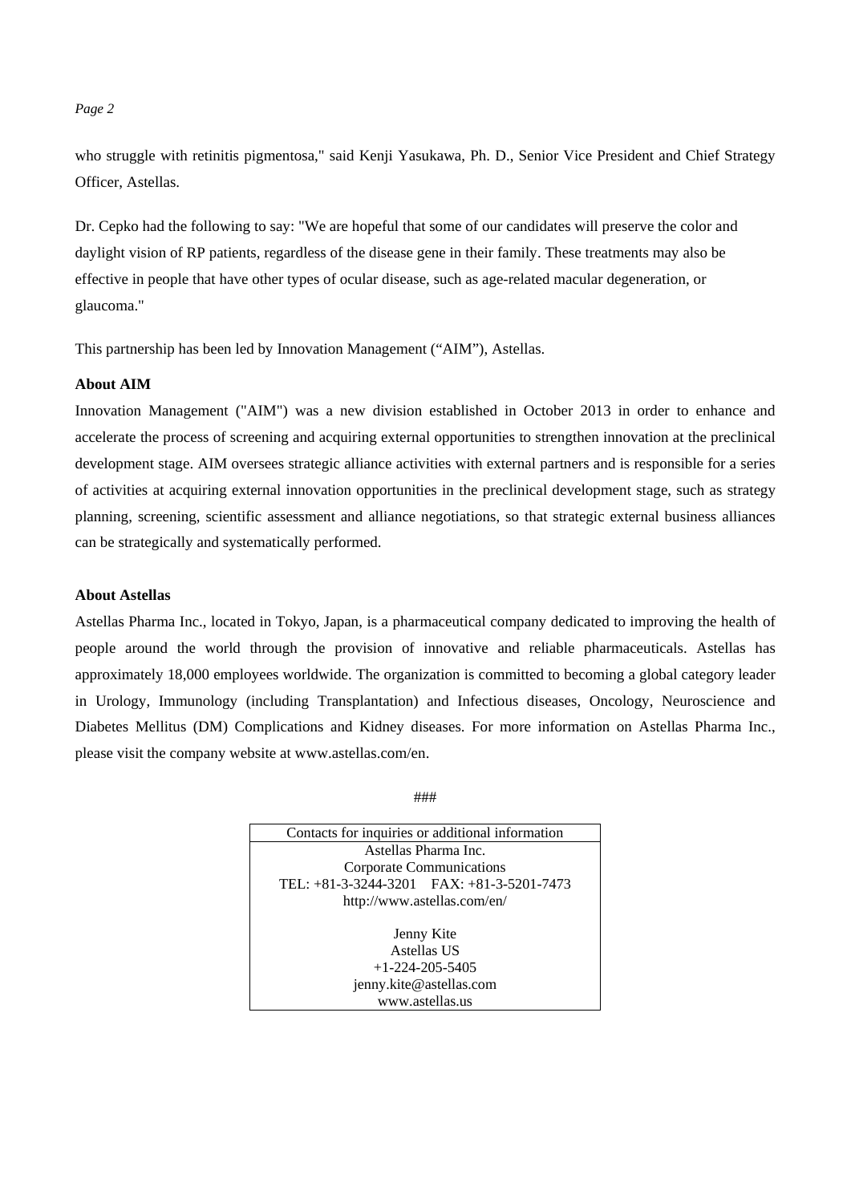who struggle with retinitis pigmentosa," said Kenji Yasukawa, Ph. D., Senior Vice President and Chief Strategy Officer, Astellas.

Dr. Cepko had the following to say: "We are hopeful that some of our candidates will preserve the color and daylight vision of RP patients, regardless of the disease gene in their family. These treatments may also be effective in people that have other types of ocular disease, such as age-related macular degeneration, or glaucoma."

This partnership has been led by Innovation Management ("AIM"), Astellas.

**About AIM**

Innovation Management ("AIM") was a new division established in October 2013 in order to enhance and accelerate the process of screening and acquiring external opportunities to strengthen innovation at the preclinical development stage. AIM oversees strategic alliance activities with external partners and is responsible for a series of activities at acquiring external innovation opportunities in the preclinical development stage, such as strategy planning, screening, scientific assessment and alliance negotiations, so that strategic external business alliances can be strategically and systematically performed.

**About Astellas**

Astellas Pharma Inc., located in Tokyo, Japan, is a pharmaceutical company dedicated to improving the health of people around the world through the provision of innovative and reliable pharmaceuticals. Astellas has approximately 18,000 employees worldwide. The organization is committed to becoming a global category leader in Urology, Immunology (including Transplantation) and Infectious diseases, Oncology, Neuroscience and Diabetes Mellitus (DM) Complications and Kidney diseases. For more information on Astellas Pharma Inc., please visit the company website at www.astellas.com/en.

###

| Contacts for inquiries or additional information |
|---|
| Astellas Pharma Inc.<br>Corporate Communications<br>TEL: +81-3-3244-3201 FAX: +81-3-5201-7473<br>http://www.astellas.com/en/<br><br>Jenny Kite<br>Astellas US<br>+1-224-205-5405<br>jenny.kite@astellas.com<br>www.astellas.us |